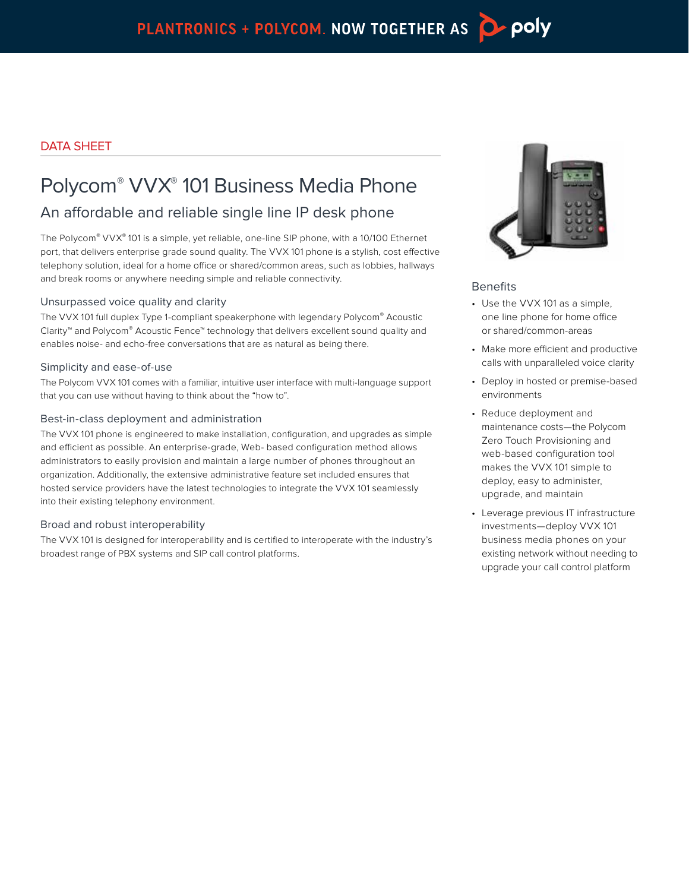PLANTRONICS + POLYCOM. NOW TOGETHER AS poly

DATA SHEET

# Polycom® VVX® 101 Business Media Phone

## An affordable and reliable single line IP desk phone

The Polycom® VVX® 101 is a simple, yet reliable, one-line SIP phone, with a 10/100 Ethernet port, that delivers enterprise grade sound quality. The VVX 101 phone is a stylish, cost effective telephony solution, ideal for a home office or shared/common areas, such as lobbies, hallways and break rooms or anywhere needing simple and reliable connectivity.

### Unsurpassed voice quality and clarity

The VVX 101 full duplex Type 1-compliant speakerphone with legendary Polycom® Acoustic Clarity™ and Polycom® Acoustic Fence™ technology that delivers excellent sound quality and enables noise- and echo-free conversations that are as natural as being there.

### Simplicity and ease-of-use

The Polycom VVX 101 comes with a familiar, intuitive user interface with multi-language support that you can use without having to think about the "how to".

### Best-in-class deployment and administration

The VVX 101 phone is engineered to make installation, configuration, and upgrades as simple and efficient as possible. An enterprise-grade, Web- based configuration method allows administrators to easily provision and maintain a large number of phones throughout an organization. Additionally, the extensive administrative feature set included ensures that hosted service providers have the latest technologies to integrate the VVX 101 seamlessly into their existing telephony environment.

### Broad and robust interoperability

The VVX 101 is designed for interoperability and is certified to interoperate with the industry's broadest range of PBX systems and SIP call control platforms.

### Benefits

- Use the VVX 101 as a simple, one line phone for home office or shared/common-areas
- Make more efficient and productive calls with unparalleled voice clarity
- Deploy in hosted or premise-based environments
- Reduce deployment and maintenance costs—the Polycom Zero Touch Provisioning and web-based configuration tool makes the VVX 101 simple to deploy, easy to administer, upgrade, and maintain
- Leverage previous IT infrastructure investments—deploy VVX 101 business media phones on your existing network without needing to upgrade your call control platform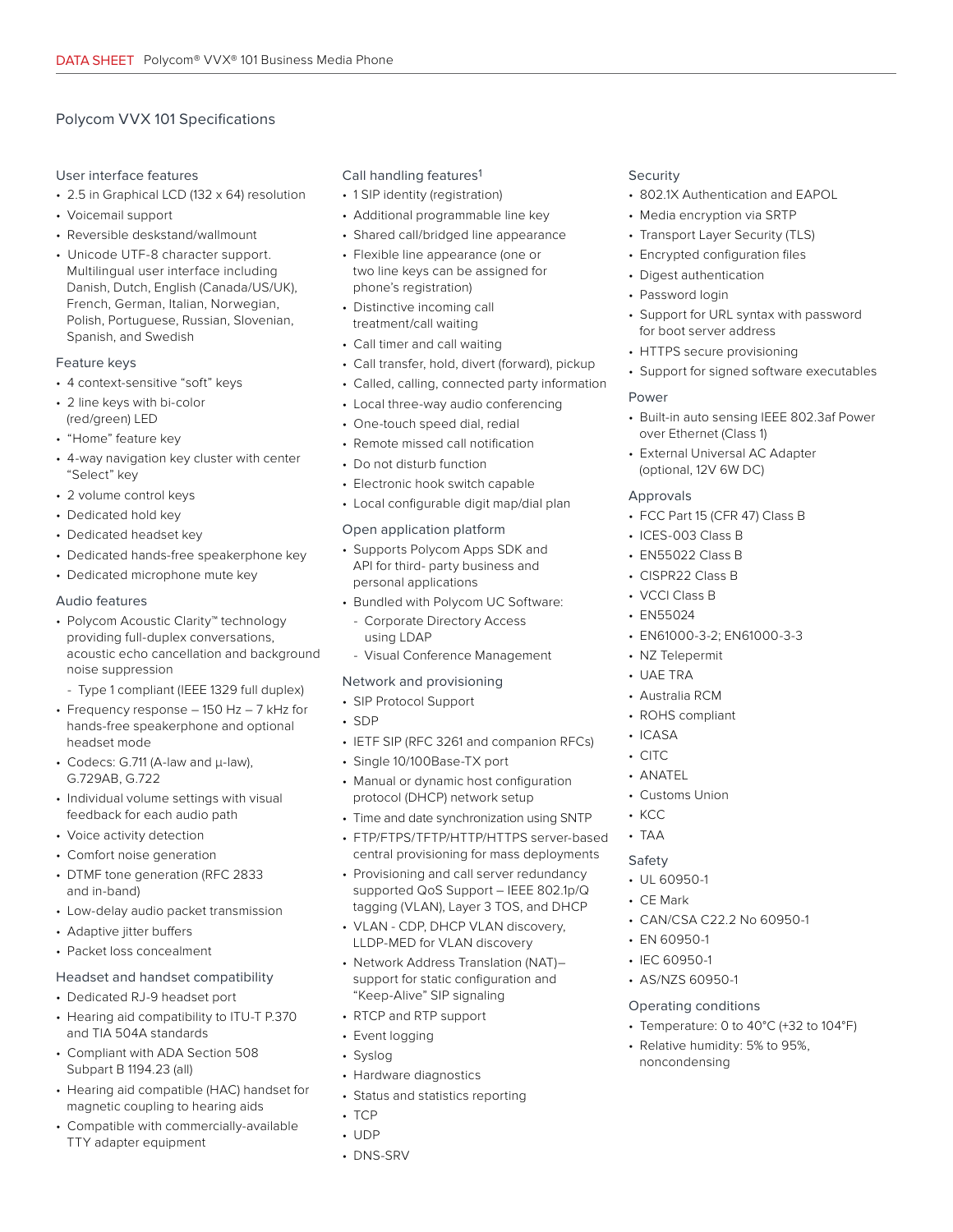# Polycom VVX 101 Specifications

## User interface features

- 2.5 in Graphical LCD (132 x 64) resolution
- Voicemail support
- Reversible deskstand/wallmount
- Unicode UTF-8 character support. Multilingual user interface including Danish, Dutch, English (Canada/US/UK), French, German, Italian, Norwegian, Polish, Portuguese, Russian, Slovenian, Spanish, and Swedish

## Feature keys

- 4 context-sensitive "soft" keys
- 2 line keys with bi-color (red/green) LED
- "Home" feature key
- 4-way navigation key cluster with center "Select" key
- 2 volume control keys
- Dedicated hold key
- Dedicated headset key
- Dedicated hands-free speakerphone key
- Dedicated microphone mute key

## Audio features

- Polycom Acoustic Clarity™ technology providing full-duplex conversations, acoustic echo cancellation and background noise suppression
  - Type 1 compliant (IEEE 1329 full duplex)
- Frequency response – 150 Hz – 7 kHz for hands-free speakerphone and optional headset mode
- Codecs: G.711 (A-law and µ-law), G.729AB, G.722
- Individual volume settings with visual feedback for each audio path
- Voice activity detection
- Comfort noise generation
- DTMF tone generation (RFC 2833 and in-band)
- Low-delay audio packet transmission
- Adaptive jitter buffers
- Packet loss concealment

## Headset and handset compatibility

- Dedicated RJ-9 headset port
- Hearing aid compatibility to ITU-T P.370 and TIA 504A standards
- Compliant with ADA Section 508 Subpart B 1194.23 (all)
- Hearing aid compatible (HAC) handset for magnetic coupling to hearing aids
- Compatible with commercially-available TTY adapter equipment

## Call handling features[1]

- 1 SIP identity (registration)
- Additional programmable line key
- Shared call/bridged line appearance
- Flexible line appearance (one or two line keys can be assigned for phone's registration)
- Distinctive incoming call treatment/call waiting
- Call timer and call waiting
- Call transfer, hold, divert (forward), pickup
- Called, calling, connected party information
- Local three-way audio conferencing
- One-touch speed dial, redial
- Remote missed call notification
- Do not disturb function
- Electronic hook switch capable
- Local configurable digit map/dial plan

## Open application platform

- Supports Polycom Apps SDK and API for third- party business and personal applications
- Bundled with Polycom UC Software:
  - Corporate Directory Access using LDAP
  - Visual Conference Management

## Network and provisioning

- SIP Protocol Support
- SDP
- IETF SIP (RFC 3261 and companion RFCs)
- Single 10/100Base-TX port
- Manual or dynamic host configuration protocol (DHCP) network setup
- Time and date synchronization using SNTP
- FTP/FTPS/TFTP/HTTP/HTTPS server-based central provisioning for mass deployments
- Provisioning and call server redundancy supported QoS Support – IEEE 802.1p/Q tagging (VLAN), Layer 3 TOS, and DHCP
- VLAN - CDP, DHCP VLAN discovery, LLDP-MED for VLAN discovery
- Network Address Translation (NAT)– support for static configuration and "Keep-Alive" SIP signaling
- RTCP and RTP support
- Event logging
- Syslog
- Hardware diagnostics
- Status and statistics reporting
- TCP
- UDP
- DNS-SRV

## Security

- 802.1X Authentication and EAPOL
- Media encryption via SRTP
- Transport Layer Security (TLS)
- Encrypted configuration files
- Digest authentication
- Password login
- Support for URL syntax with password for boot server address
- HTTPS secure provisioning
- Support for signed software executables

## Power

- Built-in auto sensing IEEE 802.3af Power over Ethernet (Class 1)
- External Universal AC Adapter (optional, 12V 6W DC)

## Approvals

- FCC Part 15 (CFR 47) Class B
- ICES-003 Class B
- EN55022 Class B
- CISPR22 Class B
- VCCI Class B
- EN55024
- EN61000-3-2; EN61000-3-3
- NZ Telepermit
- UAE TRA
- Australia RCM
- ROHS compliant
- ICASA
- CITC
- ANATEL
- Customs Union
- KCC
- TAA

## Safety

- UL 60950-1
- CE Mark
- CAN/CSA C22.2 No 60950-1
- EN 60950-1
- IEC 60950-1
- AS/NZS 60950-1

## Operating conditions

- Temperature: 0 to 40°C (+32 to 104°F)
- Relative humidity: 5% to 95%, noncondensing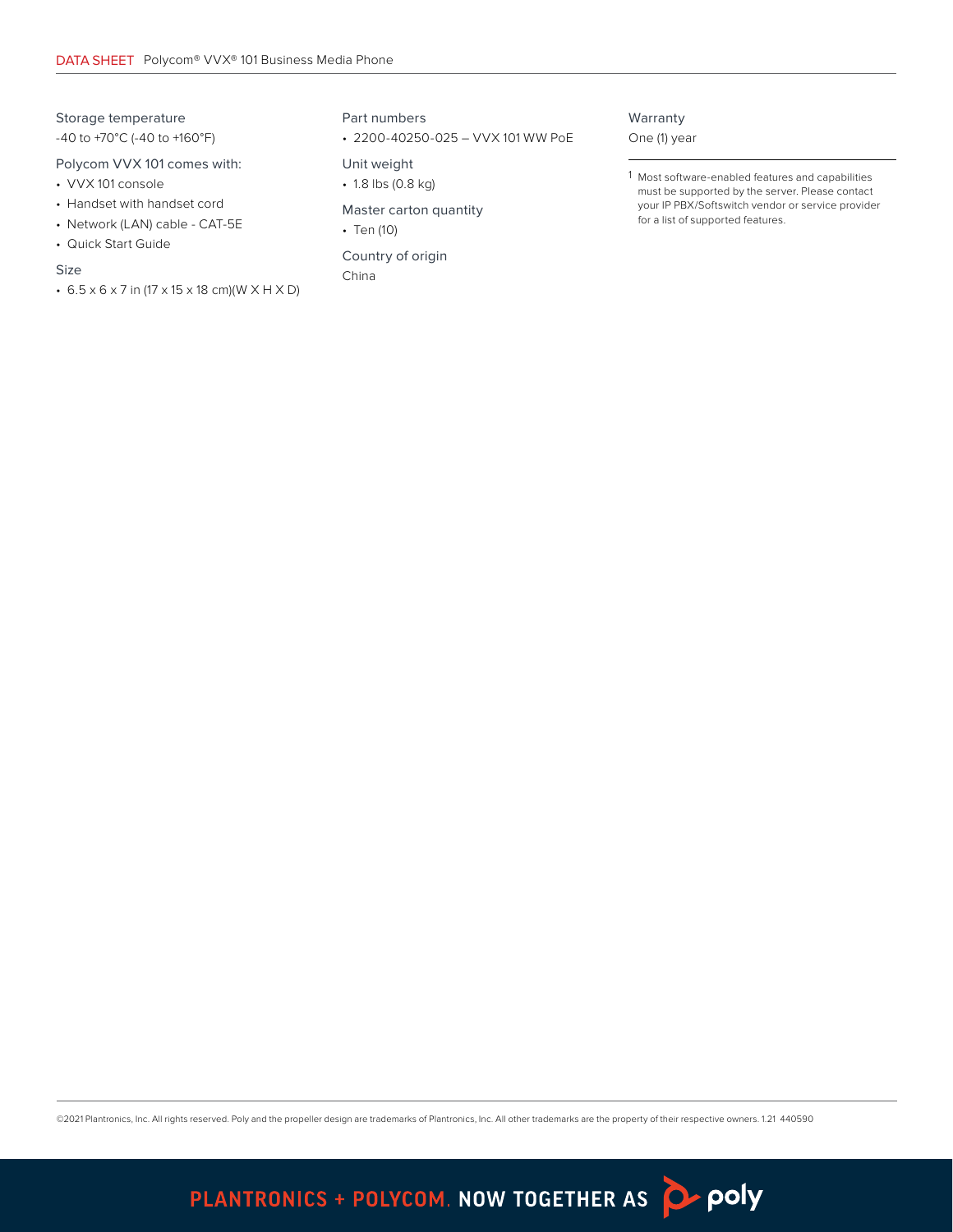Storage temperature

-40 to +70°C (-40 to +160°F)

Polycom VVX 101 comes with:

- VVX 101 console
- Handset with handset cord
- Network (LAN) cable - CAT-5E
- Quick Start Guide

Size

- 6.5 x 6 x 7 in (17 x 15 x 18 cm)(W X H X D)

Part numbers

- 2200-40250-025 – VVX 101 WW PoE

Unit weight

- 1.8 lbs (0.8 kg)

Master carton quantity

- Ten (10)

Country of origin

China

Warranty

One (1) year

[1] Most software-enabled features and capabilities must be supported by the server. Please contact your IP PBX/Softswitch vendor or service provider for a list of supported features.

©2021 Plantronics, Inc. All rights reserved. Poly and the propeller design are trademarks of Plantronics, Inc. All other trademarks are the property of their respective owners. 1.21 440590

PLANTRONICS + POLYCOM. NOW TOGETHER AS poly